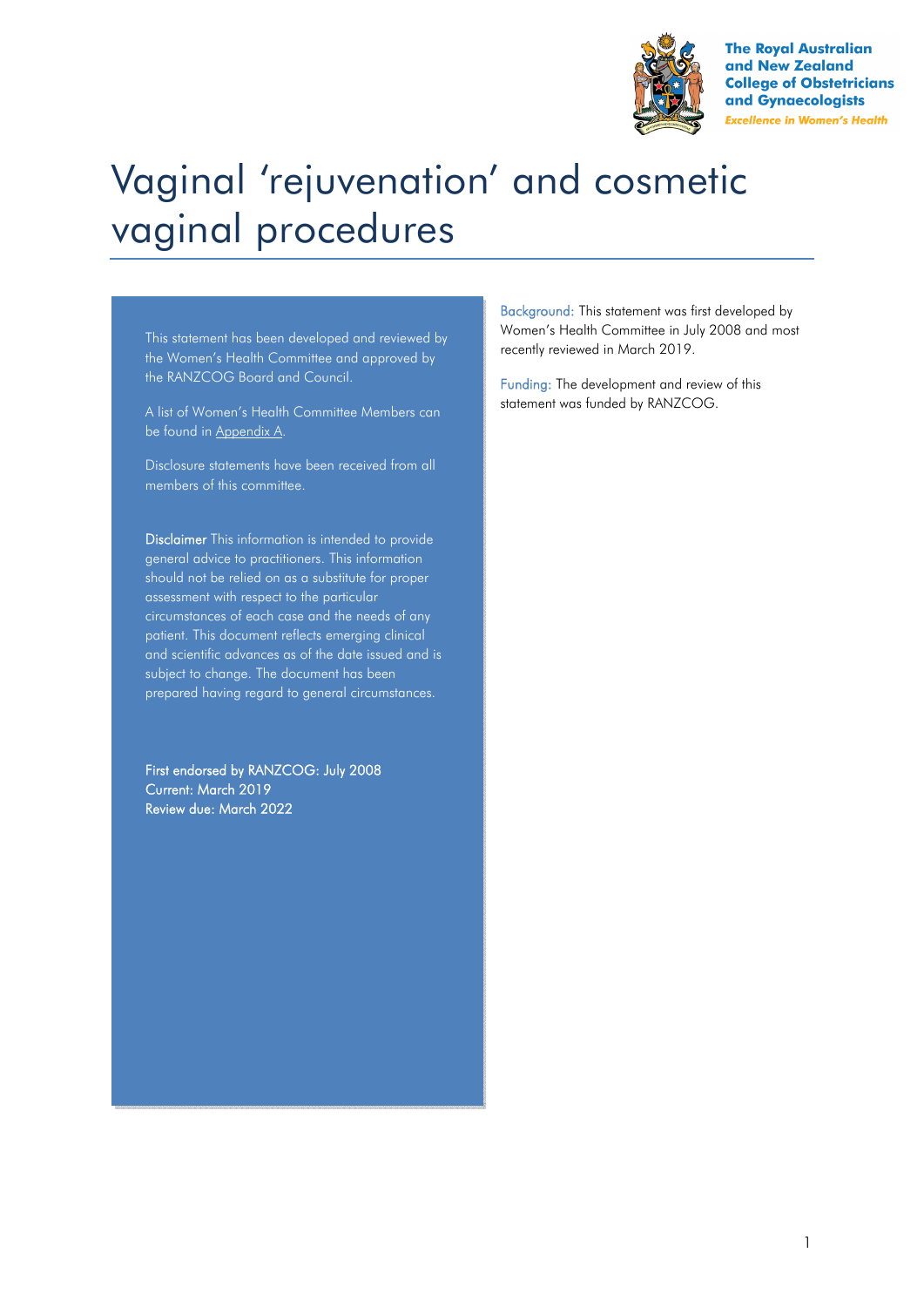The Royal Australian and New Zealand College of Obstetricians and Gynaecologists

*Excellence in Women's Health*

# Vaginal 'rejuvenation' and cosmetic vaginal procedures

This statement has been developed and reviewed by the Women's Health Committee and approved by the RANZCOG Board and Council.

A list of Women's Health Committee Members can be found in Appendix A.

Disclosure statements have been received from all members of this committee.

**Disclaimer** This information is intended to provide general advice to practitioners. This information should not be relied on as a substitute for proper assessment with respect to the particular circumstances of each case and the needs of any patient. This document reflects emerging clinical and scientific advances as of the date issued and is subject to change. The document has been prepared having regard to general circumstances.

First endorsed by RANZCOG: July 2008
Current: March 2019
Review due: March 2022

Background: This statement was first developed by Women's Health Committee in July 2008 and most recently reviewed in March 2019.

Funding: The development and review of this statement was funded by RANZCOG.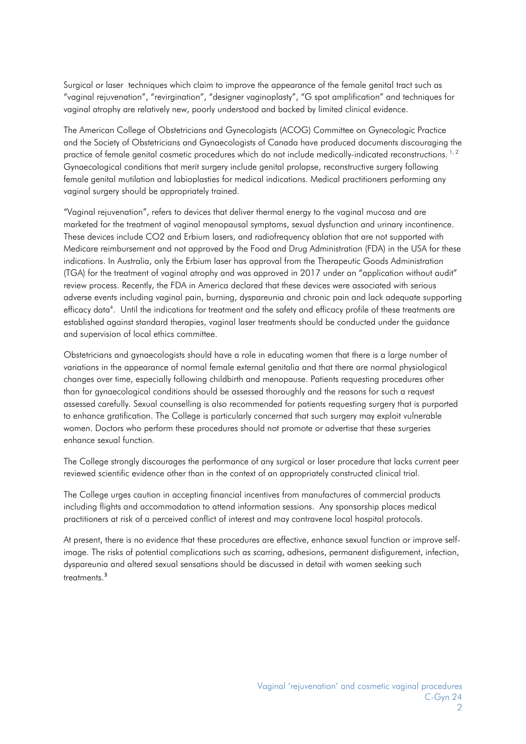Surgical or laser techniques which claim to improve the appearance of the female genital tract such as "vaginal rejuvenation", "revirgination", "designer vaginoplasty", "G spot amplification" and techniques for vaginal atrophy are relatively new, poorly understood and backed by limited clinical evidence.

The American College of Obstetricians and Gynecologists (ACOG) Committee on Gynecologic Practice and the Society of Obstetricians and Gynaecologists of Canada have produced documents discouraging the practice of female genital cosmetic procedures which do not include medically-indicated reconstructions.[1,2] Gynaecological conditions that merit surgery include genital prolapse, reconstructive surgery following female genital mutilation and labioplasties for medical indications. Medical practitioners performing any vaginal surgery should be appropriately trained.

"Vaginal rejuvenation", refers to devices that deliver thermal energy to the vaginal mucosa and are marketed for the treatment of vaginal menopausal symptoms, sexual dysfunction and urinary incontinence. These devices include $CO_2$ and Erbium lasers, and radiofrequency ablation that are not supported with Medicare reimbursement and not approved by the Food and Drug Administration (FDA) in the USA for these indications. In Australia, only the Erbium laser has approval from the Therapeutic Goods Administration (TGA) for the treatment of vaginal atrophy and was approved in 2017 under an "application without audit" review process. Recently, the FDA in America declared that these devices were associated with serious adverse events including vaginal pain, burning, dyspareunia and chronic pain and lack adequate supporting efficacy data[4]. Until the indications for treatment and the safety and efficacy profile of these treatments are established against standard therapies, vaginal laser treatments should be conducted under the guidance and supervision of local ethics committee.

Obstetricians and gynaecologists should have a role in educating women that there is a large number of variations in the appearance of normal female external genitalia and that there are normal physiological changes over time, especially following childbirth and menopause. Patients requesting procedures other than for gynaecological conditions should be assessed thoroughly and the reasons for such a request assessed carefully. Sexual counselling is also recommended for patients requesting surgery that is purported to enhance gratification. The College is particularly concerned that such surgery may exploit vulnerable women. Doctors who perform these procedures should not promote or advertise that these surgeries enhance sexual function.

The College strongly discourages the performance of any surgical or laser procedure that lacks current peer reviewed scientific evidence other than in the context of an appropriately constructed clinical trial.

The College urges caution in accepting financial incentives from manufactures of commercial products including flights and accommodation to attend information sessions. Any sponsorship places medical practitioners at risk of a perceived conflict of interest and may contravene local hospital protocols.

At present, there is no evidence that these procedures are effective, enhance sexual function or improve self-image. The risks of potential complications such as scarring, adhesions, permanent disfigurement, infection, dyspareunia and altered sexual sensations should be discussed in detail with women seeking such treatments.[3]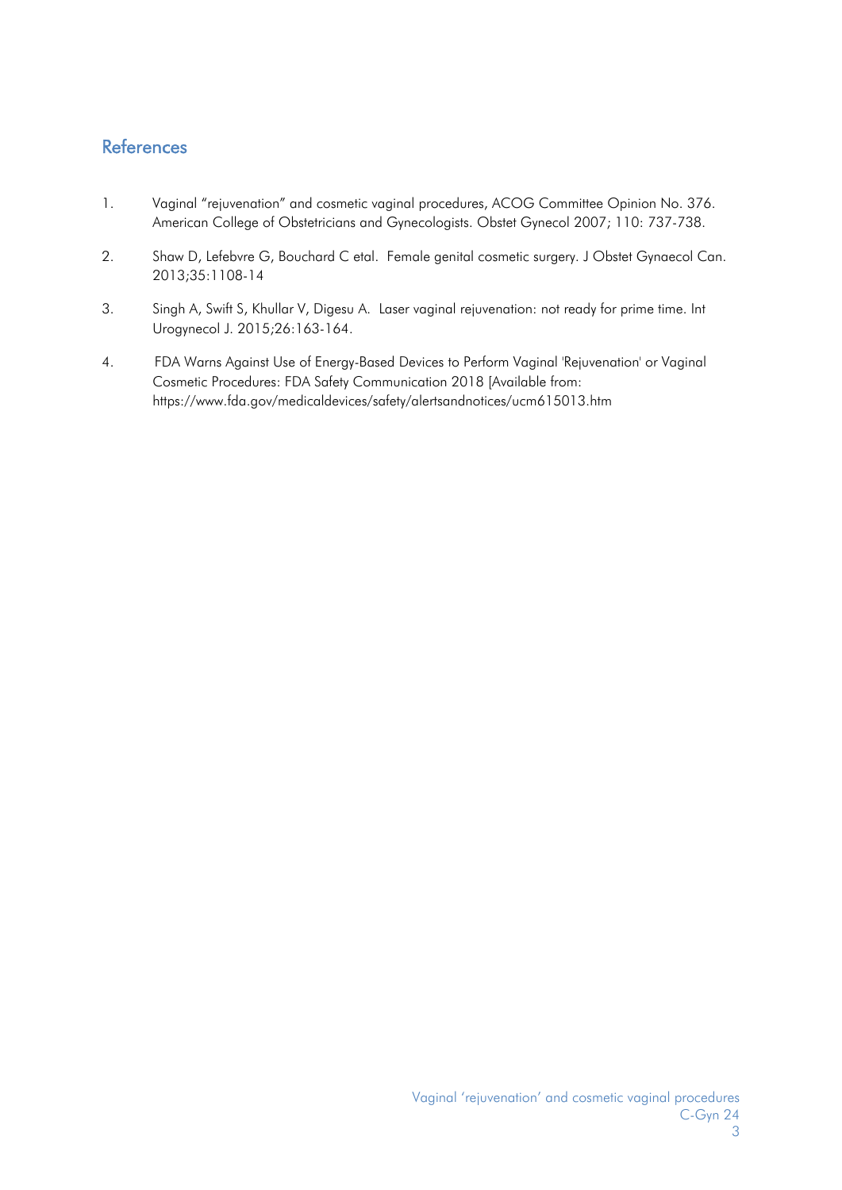## References

1. Vaginal "rejuvenation" and cosmetic vaginal procedures, ACOG Committee Opinion No. 376. American College of Obstetricians and Gynecologists. Obstet Gynecol 2007; 110: 737-738.

2. Shaw D, Lefebvre G, Bouchard C etal. Female genital cosmetic surgery. J Obstet Gynaecol Can. 2013;35:1108-14

3. Singh A, Swift S, Khullar V, Digesu A. Laser vaginal rejuvenation: not ready for prime time. Int Urogynecol J. 2015;26:163-164.

4. FDA Warns Against Use of Energy-Based Devices to Perform Vaginal 'Rejuvenation' or Vaginal Cosmetic Procedures: FDA Safety Communication 2018 [Available from: https://www.fda.gov/medicaldevices/safety/alertsandnotices/ucm615013.htm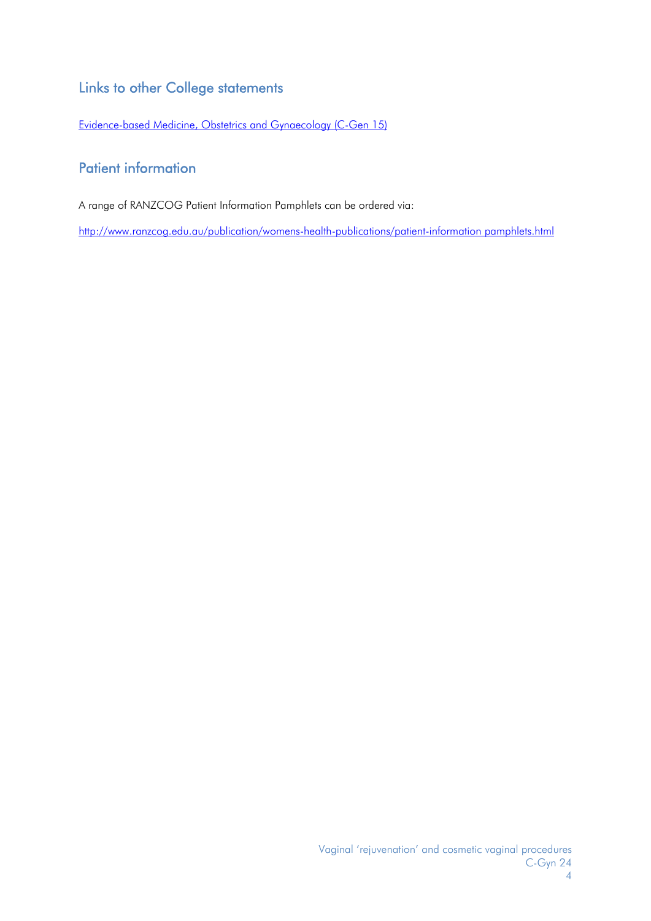## Links to other College statements

Evidence-based Medicine, Obstetrics and Gynaecology (C-Gen 15)

## Patient information

A range of RANZCOG Patient Information Pamphlets can be ordered via:

http://www.ranzcog.edu.au/publication/womens-health-publications/patient-information pamphlets.html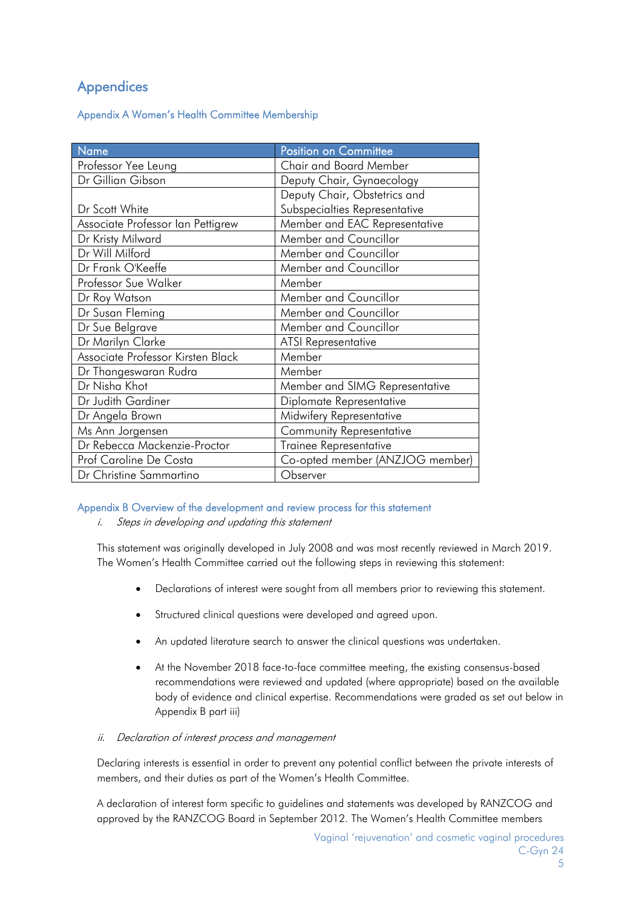## Appendices

### Appendix A Women's Health Committee Membership

| Name | Position on Committee |
|---|---|
| Professor Yee Leung | Chair and Board Member |
| Dr Gillian Gibson | Deputy Chair, Gynaecology |
| Dr Scott White | Deputy Chair, Obstetrics and Subspecialties Representative |
| Associate Professor Ian Pettigrew | Member and EAC Representative |
| Dr Kristy Milward | Member and Councillor |
| Dr Will Milford | Member and Councillor |
| Dr Frank O'Keeffe | Member and Councillor |
| Professor Sue Walker | Member |
| Dr Roy Watson | Member and Councillor |
| Dr Susan Fleming | Member and Councillor |
| Dr Sue Belgrave | Member and Councillor |
| Dr Marilyn Clarke | ATSI Representative |
| Associate Professor Kirsten Black | Member |
| Dr Thangeswaran Rudra | Member |
| Dr Nisha Khot | Member and SIMG Representative |
| Dr Judith Gardiner | Diplomate Representative |
| Dr Angela Brown | Midwifery Representative |
| Ms Ann Jorgensen | Community Representative |
| Dr Rebecca Mackenzie-Proctor | Trainee Representative |
| Prof Caroline De Costa | Co-opted member (ANZJOG member) |
| Dr Christine Sammartino | Observer |

### Appendix B Overview of the development and review process for this statement

i. *Steps in developing and updating this statement*

This statement was originally developed in July 2008 and was most recently reviewed in March 2019. The Women's Health Committee carried out the following steps in reviewing this statement:

- Declarations of interest were sought from all members prior to reviewing this statement.
- Structured clinical questions were developed and agreed upon.
- An updated literature search to answer the clinical questions was undertaken.
- At the November 2018 face-to-face committee meeting, the existing consensus-based recommendations were reviewed and updated (where appropriate) based on the available body of evidence and clinical expertise. Recommendations were graded as set out below in Appendix B part iii)

ii. *Declaration of interest process and management*

Declaring interests is essential in order to prevent any potential conflict between the private interests of members, and their duties as part of the Women's Health Committee.

A declaration of interest form specific to guidelines and statements was developed by RANZCOG and approved by the RANZCOG Board in September 2012. The Women's Health Committee members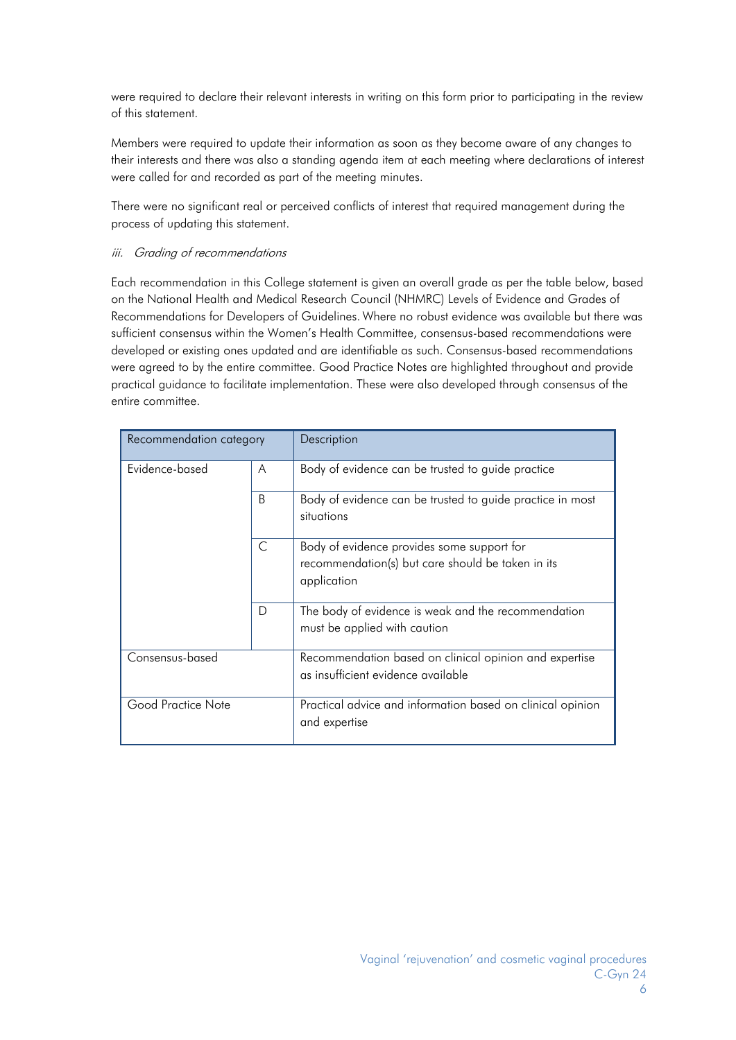were required to declare their relevant interests in writing on this form prior to participating in the review of this statement.

Members were required to update their information as soon as they become aware of any changes to their interests and there was also a standing agenda item at each meeting where declarations of interest were called for and recorded as part of the meeting minutes.

There were no significant real or perceived conflicts of interest that required management during the process of updating this statement.

*iii. Grading of recommendations*

Each recommendation in this College statement is given an overall grade as per the table below, based on the National Health and Medical Research Council (NHMRC) Levels of Evidence and Grades of Recommendations for Developers of Guidelines. Where no robust evidence was available but there was sufficient consensus within the Women's Health Committee, consensus-based recommendations were developed or existing ones updated and are identifiable as such. Consensus-based recommendations were agreed to by the entire committee. Good Practice Notes are highlighted throughout and provide practical guidance to facilitate implementation. These were also developed through consensus of the entire committee.

| Recommendation category | | Description |
|---|---|---|
| Evidence-based | A | Body of evidence can be trusted to guide practice |
| | B | Body of evidence can be trusted to guide practice in most situations |
| | C | Body of evidence provides some support for recommendation(s) but care should be taken in its application |
| | D | The body of evidence is weak and the recommendation must be applied with caution |
| Consensus-based | | Recommendation based on clinical opinion and expertise as insufficient evidence available |
| Good Practice Note | | Practical advice and information based on clinical opinion and expertise |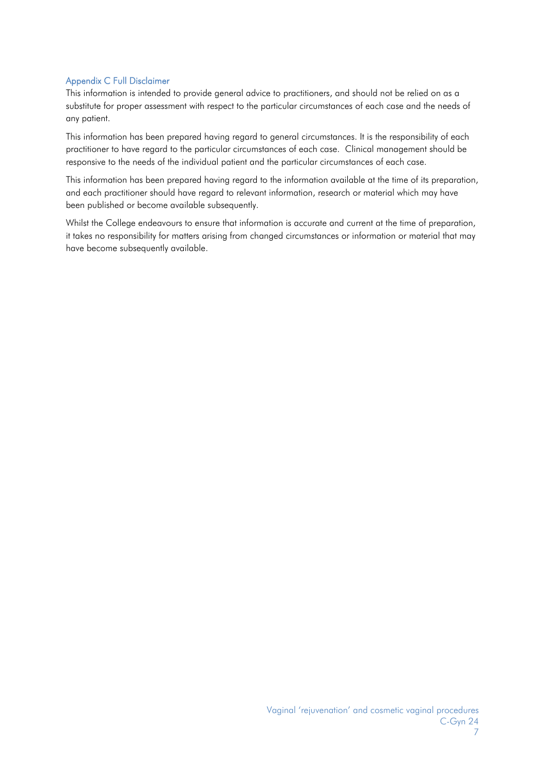## Appendix C Full Disclaimer

This information is intended to provide general advice to practitioners, and should not be relied on as a substitute for proper assessment with respect to the particular circumstances of each case and the needs of any patient.

This information has been prepared having regard to general circumstances. It is the responsibility of each practitioner to have regard to the particular circumstances of each case. Clinical management should be responsive to the needs of the individual patient and the particular circumstances of each case.

This information has been prepared having regard to the information available at the time of its preparation, and each practitioner should have regard to relevant information, research or material which may have been published or become available subsequently.

Whilst the College endeavours to ensure that information is accurate and current at the time of preparation, it takes no responsibility for matters arising from changed circumstances or information or material that may have become subsequently available.